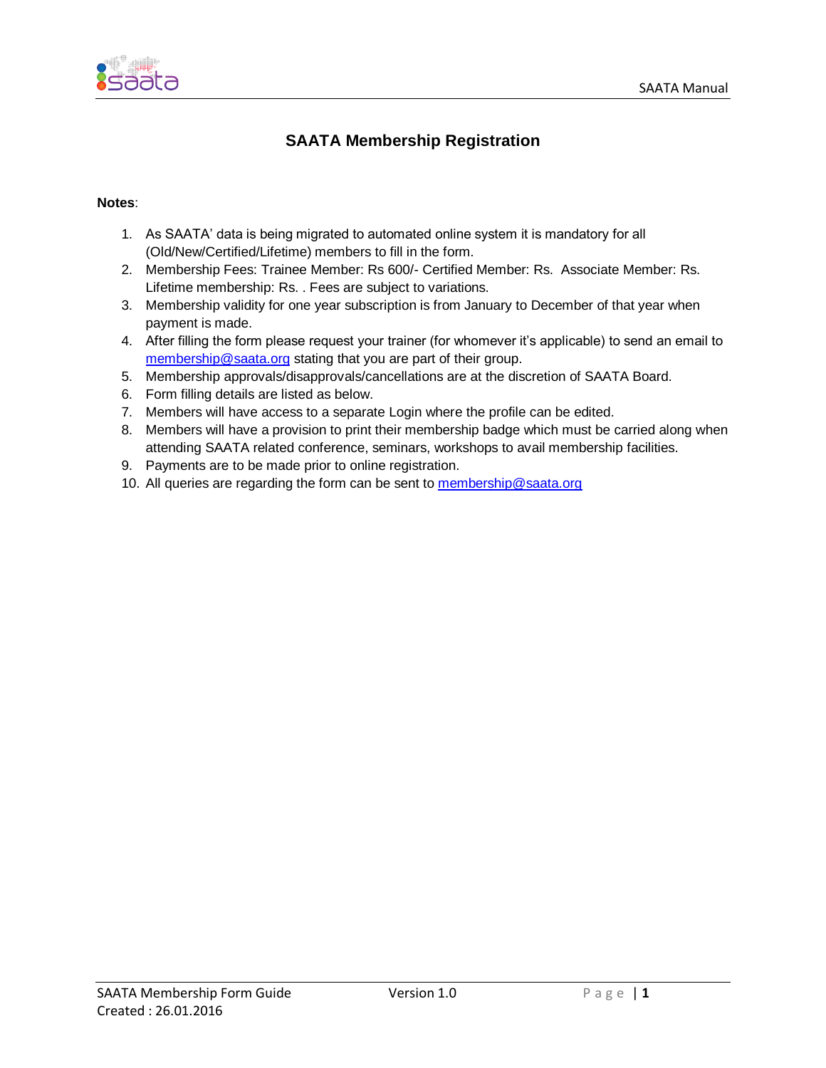# SAATA Membership Registration

**Notes**:

1. As SAATA' data is being migrated to automated online system it is mandatory for all (Old/New/Certified/Lifetime) members to fill in the form.
2. Membership Fees: Trainee Member: Rs 600/- Certified Member: Rs.  Associate Member: Rs. Lifetime membership: Rs. . Fees are subject to variations.
3. Membership validity for one year subscription is from January to December of that year when payment is made.
4. After filling the form please request your trainer (for whomever it's applicable) to send an email to membership@saata.org stating that you are part of their group.
5. Membership approvals/disapprovals/cancellations are at the discretion of SAATA Board.
6. Form filling details are listed as below.
7. Members will have access to a separate Login where the profile can be edited.
8. Members will have a provision to print their membership badge which must be carried along when attending SAATA related conference, seminars, workshops to avail membership facilities.
9. Payments are to be made prior to online registration.
10. All queries are regarding the form can be sent to membership@saata.org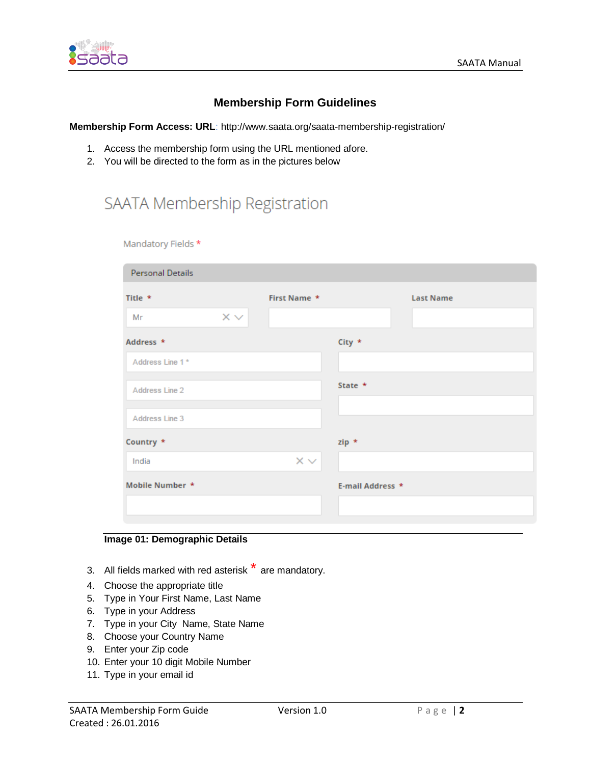## Membership Form Guidelines

**Membership Form Access: URL**: http://www.saata.org/saata-membership-registration/

1. Access the membership form using the URL mentioned afore.
2. You will be directed to the form as in the pictures below

SAATA Membership Registration

Mandatory Fields *

Personal Details

Title * | First Name * | Last Name

Mr

Address * | City *

Address Line 1 *

Address Line 2 | State *

Address Line 3

Country * | zip *

India

Mobile Number * | E-mail Address *

**Image 01: Demographic Details**

3. All fields marked with red asterisk * are mandatory.
4. Choose the appropriate title
5. Type in Your First Name, Last Name
6. Type in your Address
7. Type in your City Name, State Name
8. Choose your Country Name
9. Enter your Zip code
10. Enter your 10 digit Mobile Number
11. Type in your email id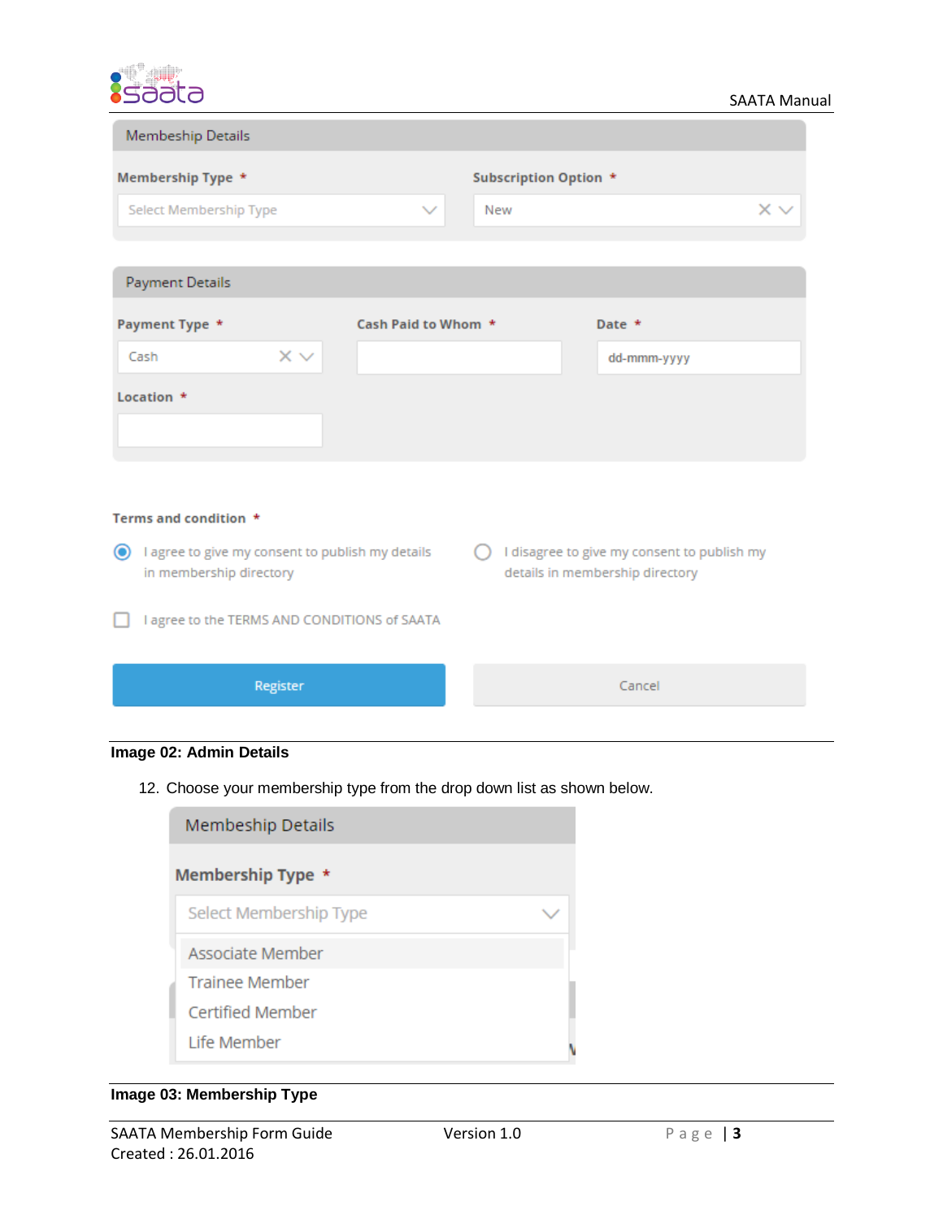Membeship Details

| Membership Type * | Subscription Option * |
|---|---|
| Select Membership Type | New |

Payment Details

| Payment Type * | Cash Paid to Whom * | Date * |
|---|---|---|
| Cash | | dd-mmm-yyyy |

Location *

Terms and condition *

- (selected) I agree to give my consent to publish my details in membership directory
- ( ) I disagree to give my consent to publish my details in membership directory

- [ ] I agree to the TERMS AND CONDITIONS of SAATA

Register | Cancel

**Image 02: Admin Details**

12. Choose your membership type from the drop down list as shown below.

Membeship Details

Membership Type *

Select Membership Type

- Associate Member
- Trainee Member
- Certified Member
- Life Member

**Image 03: Membership Type**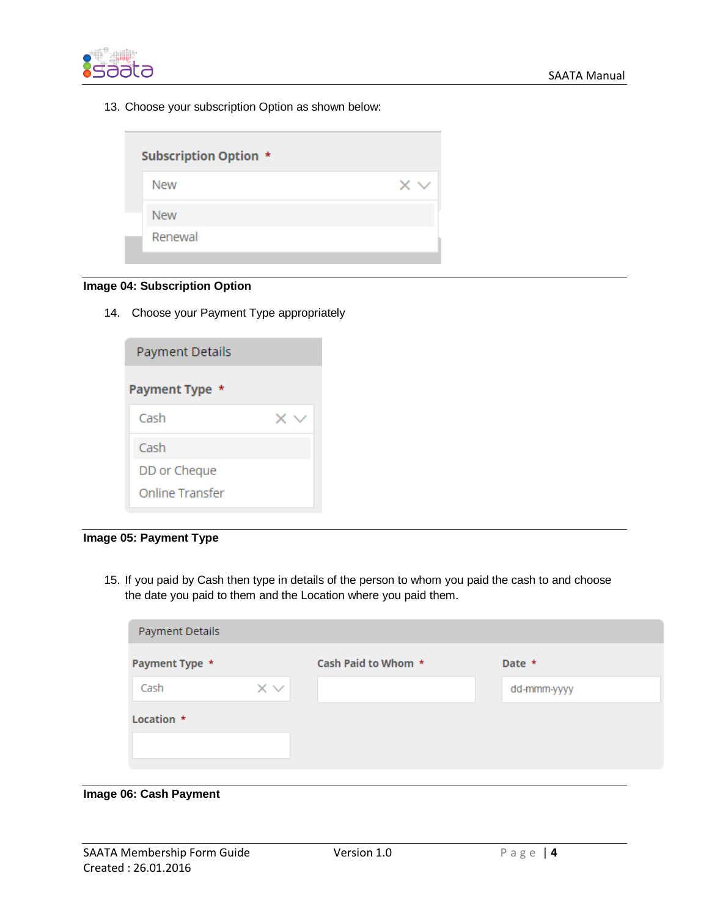13. Choose your subscription Option as shown below:

Subscription Option *

New

New
Renewal

**Image 04: Subscription Option**

14. Choose your Payment Type appropriately

Payment Details

Payment Type *

Cash

Cash
DD or Cheque
Online Transfer

**Image 05: Payment Type**

15. If you paid by Cash then type in details of the person to whom you paid the cash to and choose the date you paid to them and the Location where you paid them.

Payment Details

Payment Type * | Cash Paid to Whom * | Date *

Cash | | dd-mmm-yyyy

Location *

**Image 06: Cash Payment**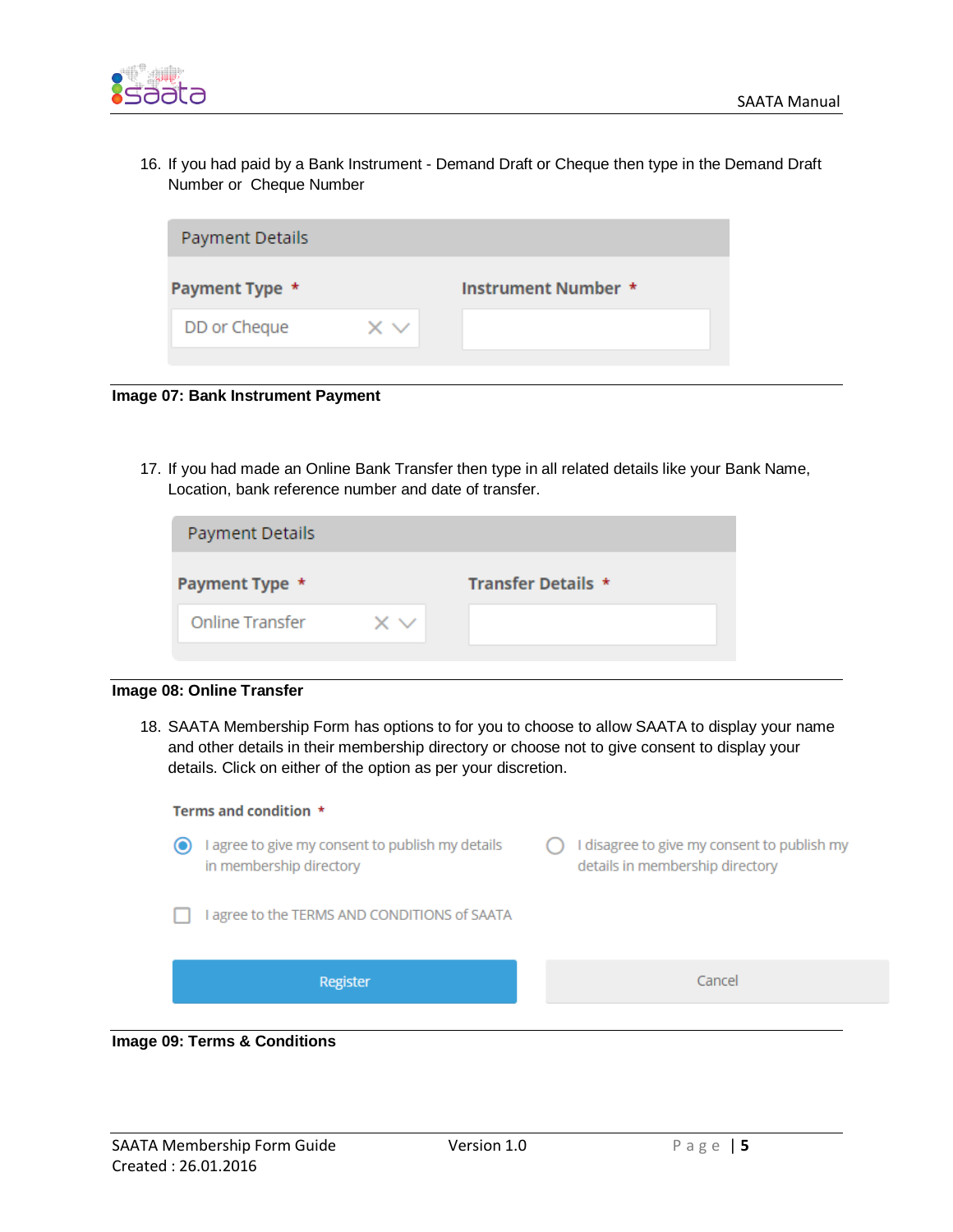16. If you had paid by a Bank Instrument - Demand Draft or Cheque then type in the Demand Draft Number or Cheque Number

Payment Details

Payment Type *

DD or Cheque

Instrument Number *

**Image 07: Bank Instrument Payment**

17. If you had made an Online Bank Transfer then type in all related details like your Bank Name, Location, bank reference number and date of transfer.

Payment Details

Payment Type *

Online Transfer

Transfer Details *

**Image 08: Online Transfer**

18. SAATA Membership Form has options to for you to choose to allow SAATA to display your name and other details in their membership directory or choose not to give consent to display your details. Click on either of the option as per your discretion.

Terms and condition *

- I agree to give my consent to publish my details in membership directory
- I disagree to give my consent to publish my details in membership directory

I agree to the TERMS AND CONDITIONS of SAATA

Register | Cancel

**Image 09: Terms & Conditions**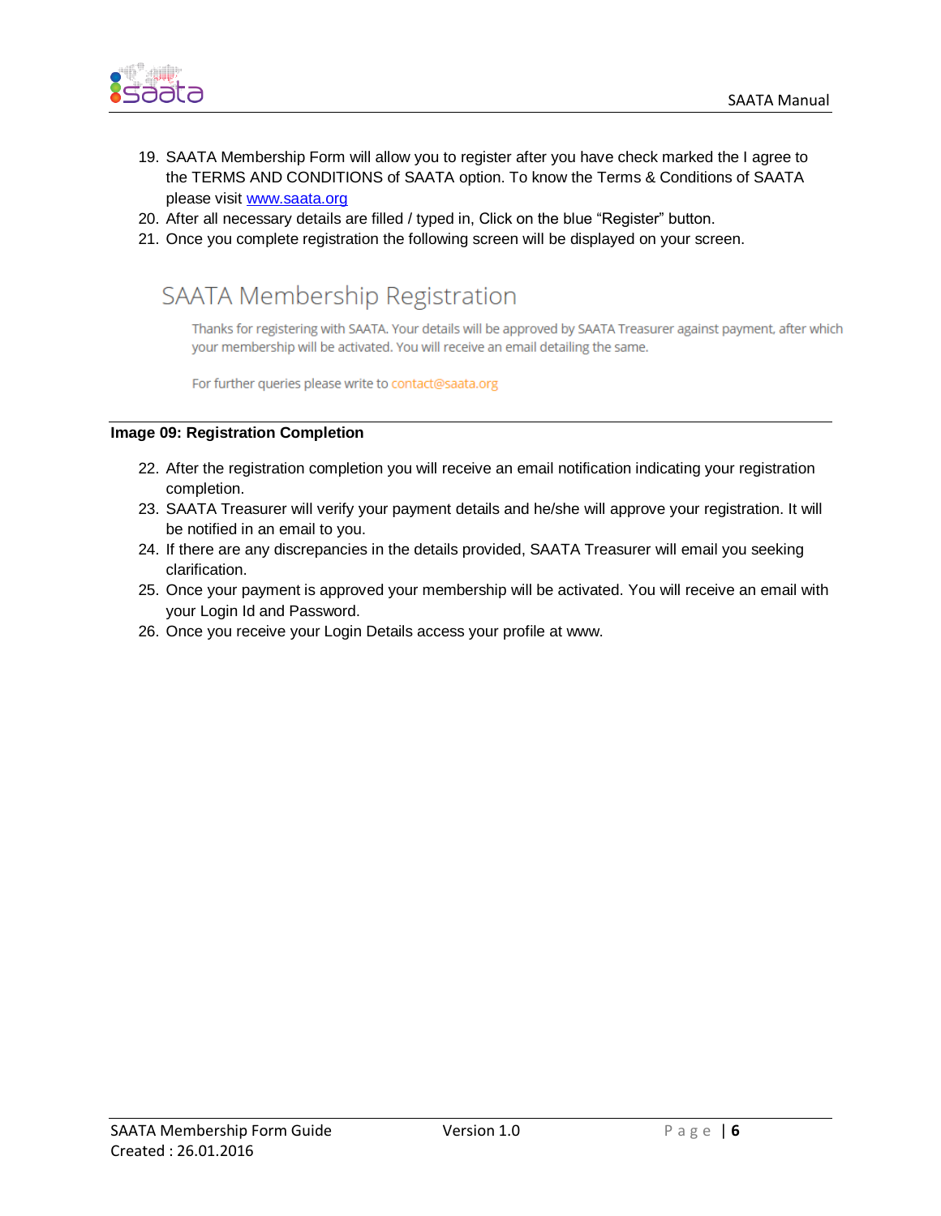19. SAATA Membership Form will allow you to register after you have check marked the I agree to the TERMS AND CONDITIONS of SAATA option. To know the Terms & Conditions of SAATA please visit [www.saata.org](http://www.saata.org)
20. After all necessary details are filled / typed in, Click on the blue "Register" button.
21. Once you complete registration the following screen will be displayed on your screen.

SAATA Membership Registration

Thanks for registering with SAATA. Your details will be approved by SAATA Treasurer against payment, after which your membership will be activated. You will receive an email detailing the same.

For further queries please write to contact@saata.org

**Image 09: Registration Completion**

22. After the registration completion you will receive an email notification indicating your registration completion.
23. SAATA Treasurer will verify your payment details and he/she will approve your registration. It will be notified in an email to you.
24. If there are any discrepancies in the details provided, SAATA Treasurer will email you seeking clarification.
25. Once your payment is approved your membership will be activated. You will receive an email with your Login Id and Password.
26. Once you receive your Login Details access your profile at www.